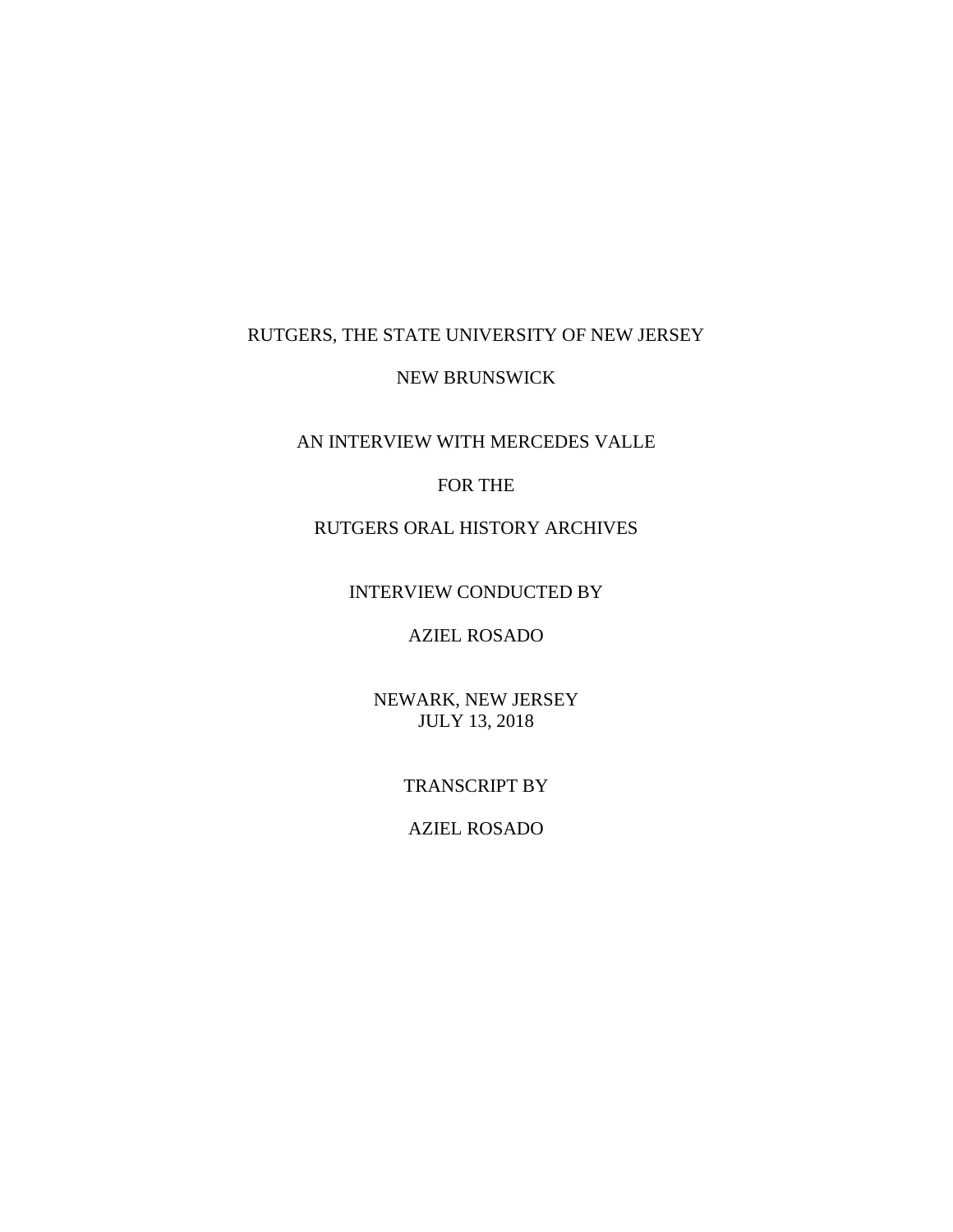RUTGERS, THE STATE UNIVERSITY OF NEW JERSEY

NEW BRUNSWICK

AN INTERVIEW WITH MERCEDES VALLE

FOR THE

RUTGERS ORAL HISTORY ARCHIVES

INTERVIEW CONDUCTED BY

AZIEL ROSADO

NEWARK, NEW JERSEY
JULY 13, 2018

TRANSCRIPT BY

AZIEL ROSADO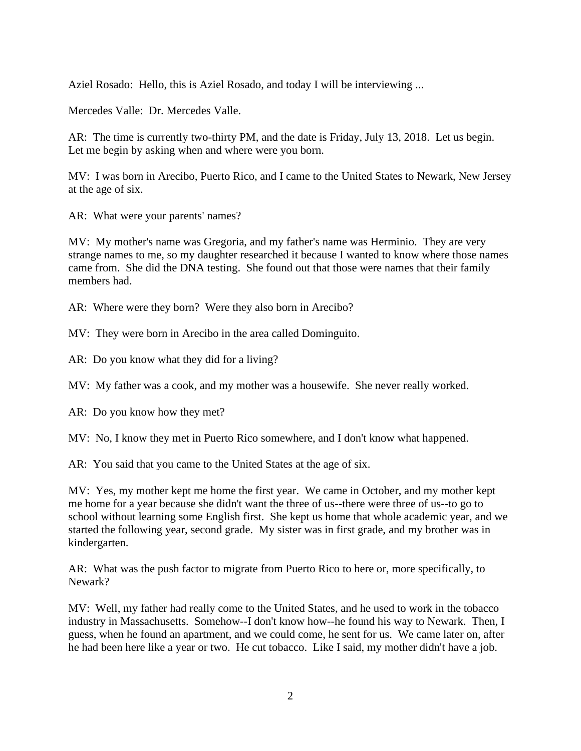Aziel Rosado: Hello, this is Aziel Rosado, and today I will be interviewing ...

Mercedes Valle: Dr. Mercedes Valle.

AR: The time is currently two-thirty PM, and the date is Friday, July 13, 2018. Let us begin. Let me begin by asking when and where were you born.

MV: I was born in Arecibo, Puerto Rico, and I came to the United States to Newark, New Jersey at the age of six.

AR: What were your parents' names?

MV: My mother's name was Gregoria, and my father's name was Herminio. They are very strange names to me, so my daughter researched it because I wanted to know where those names came from. She did the DNA testing. She found out that those were names that their family members had.

AR: Where were they born? Were they also born in Arecibo?

MV: They were born in Arecibo in the area called Dominguito.

AR: Do you know what they did for a living?

MV: My father was a cook, and my mother was a housewife. She never really worked.

AR: Do you know how they met?

MV: No, I know they met in Puerto Rico somewhere, and I don't know what happened.

AR: You said that you came to the United States at the age of six.

MV: Yes, my mother kept me home the first year. We came in October, and my mother kept me home for a year because she didn't want the three of us--there were three of us--to go to school without learning some English first. She kept us home that whole academic year, and we started the following year, second grade. My sister was in first grade, and my brother was in kindergarten.

AR: What was the push factor to migrate from Puerto Rico to here or, more specifically, to Newark?

MV: Well, my father had really come to the United States, and he used to work in the tobacco industry in Massachusetts. Somehow--I don't know how--he found his way to Newark. Then, I guess, when he found an apartment, and we could come, he sent for us. We came later on, after he had been here like a year or two. He cut tobacco. Like I said, my mother didn't have a job.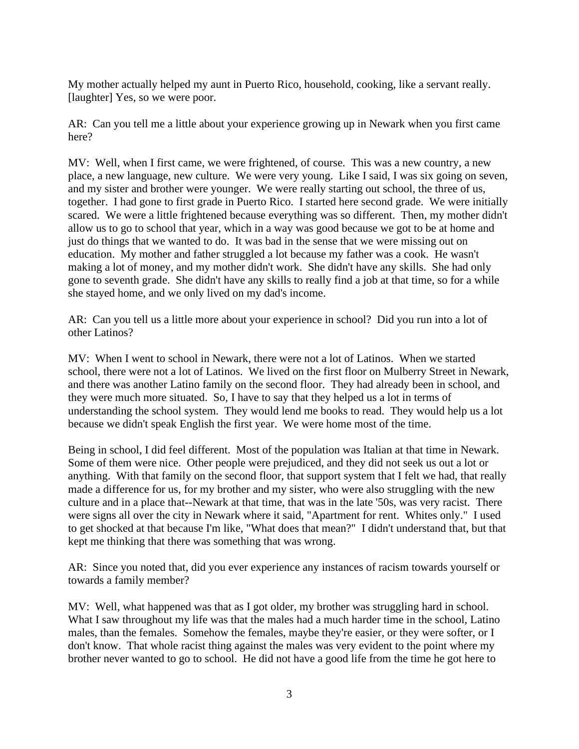My mother actually helped my aunt in Puerto Rico, household, cooking, like a servant really. [laughter] Yes, so we were poor.

AR: Can you tell me a little about your experience growing up in Newark when you first came here?

MV: Well, when I first came, we were frightened, of course. This was a new country, a new place, a new language, new culture. We were very young. Like I said, I was six going on seven, and my sister and brother were younger. We were really starting out school, the three of us, together. I had gone to first grade in Puerto Rico. I started here second grade. We were initially scared. We were a little frightened because everything was so different. Then, my mother didn't allow us to go to school that year, which in a way was good because we got to be at home and just do things that we wanted to do. It was bad in the sense that we were missing out on education. My mother and father struggled a lot because my father was a cook. He wasn't making a lot of money, and my mother didn't work. She didn't have any skills. She had only gone to seventh grade. She didn't have any skills to really find a job at that time, so for a while she stayed home, and we only lived on my dad's income.

AR: Can you tell us a little more about your experience in school? Did you run into a lot of other Latinos?

MV: When I went to school in Newark, there were not a lot of Latinos. When we started school, there were not a lot of Latinos. We lived on the first floor on Mulberry Street in Newark, and there was another Latino family on the second floor. They had already been in school, and they were much more situated. So, I have to say that they helped us a lot in terms of understanding the school system. They would lend me books to read. They would help us a lot because we didn't speak English the first year. We were home most of the time.

Being in school, I did feel different. Most of the population was Italian at that time in Newark. Some of them were nice. Other people were prejudiced, and they did not seek us out a lot or anything. With that family on the second floor, that support system that I felt we had, that really made a difference for us, for my brother and my sister, who were also struggling with the new culture and in a place that--Newark at that time, that was in the late '50s, was very racist. There were signs all over the city in Newark where it said, "Apartment for rent. Whites only." I used to get shocked at that because I'm like, "What does that mean?" I didn't understand that, but that kept me thinking that there was something that was wrong.

AR: Since you noted that, did you ever experience any instances of racism towards yourself or towards a family member?

MV: Well, what happened was that as I got older, my brother was struggling hard in school. What I saw throughout my life was that the males had a much harder time in the school, Latino males, than the females. Somehow the females, maybe they're easier, or they were softer, or I don't know. That whole racist thing against the males was very evident to the point where my brother never wanted to go to school. He did not have a good life from the time he got here to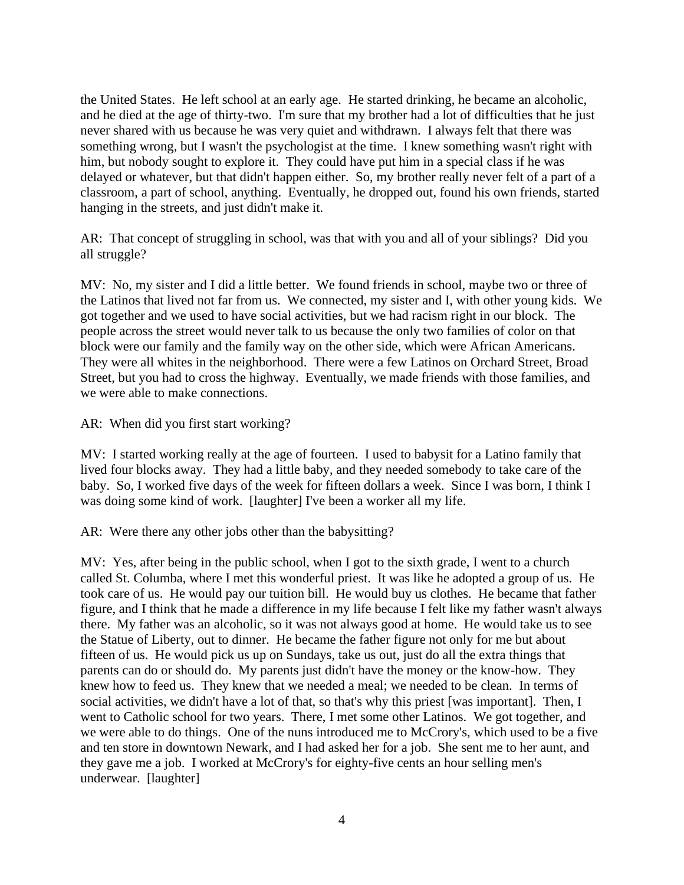the United States. He left school at an early age. He started drinking, he became an alcoholic, and he died at the age of thirty-two. I'm sure that my brother had a lot of difficulties that he just never shared with us because he was very quiet and withdrawn. I always felt that there was something wrong, but I wasn't the psychologist at the time. I knew something wasn't right with him, but nobody sought to explore it. They could have put him in a special class if he was delayed or whatever, but that didn't happen either. So, my brother really never felt of a part of a classroom, a part of school, anything. Eventually, he dropped out, found his own friends, started hanging in the streets, and just didn't make it.

AR: That concept of struggling in school, was that with you and all of your siblings? Did you all struggle?

MV: No, my sister and I did a little better. We found friends in school, maybe two or three of the Latinos that lived not far from us. We connected, my sister and I, with other young kids. We got together and we used to have social activities, but we had racism right in our block. The people across the street would never talk to us because the only two families of color on that block were our family and the family way on the other side, which were African Americans. They were all whites in the neighborhood. There were a few Latinos on Orchard Street, Broad Street, but you had to cross the highway. Eventually, we made friends with those families, and we were able to make connections.

AR: When did you first start working?

MV: I started working really at the age of fourteen. I used to babysit for a Latino family that lived four blocks away. They had a little baby, and they needed somebody to take care of the baby. So, I worked five days of the week for fifteen dollars a week. Since I was born, I think I was doing some kind of work. [laughter] I've been a worker all my life.

AR: Were there any other jobs other than the babysitting?

MV: Yes, after being in the public school, when I got to the sixth grade, I went to a church called St. Columba, where I met this wonderful priest. It was like he adopted a group of us. He took care of us. He would pay our tuition bill. He would buy us clothes. He became that father figure, and I think that he made a difference in my life because I felt like my father wasn't always there. My father was an alcoholic, so it was not always good at home. He would take us to see the Statue of Liberty, out to dinner. He became the father figure not only for me but about fifteen of us. He would pick us up on Sundays, take us out, just do all the extra things that parents can do or should do. My parents just didn't have the money or the know-how. They knew how to feed us. They knew that we needed a meal; we needed to be clean. In terms of social activities, we didn't have a lot of that, so that's why this priest [was important]. Then, I went to Catholic school for two years. There, I met some other Latinos. We got together, and we were able to do things. One of the nuns introduced me to McCrory's, which used to be a five and ten store in downtown Newark, and I had asked her for a job. She sent me to her aunt, and they gave me a job. I worked at McCrory's for eighty-five cents an hour selling men's underwear. [laughter]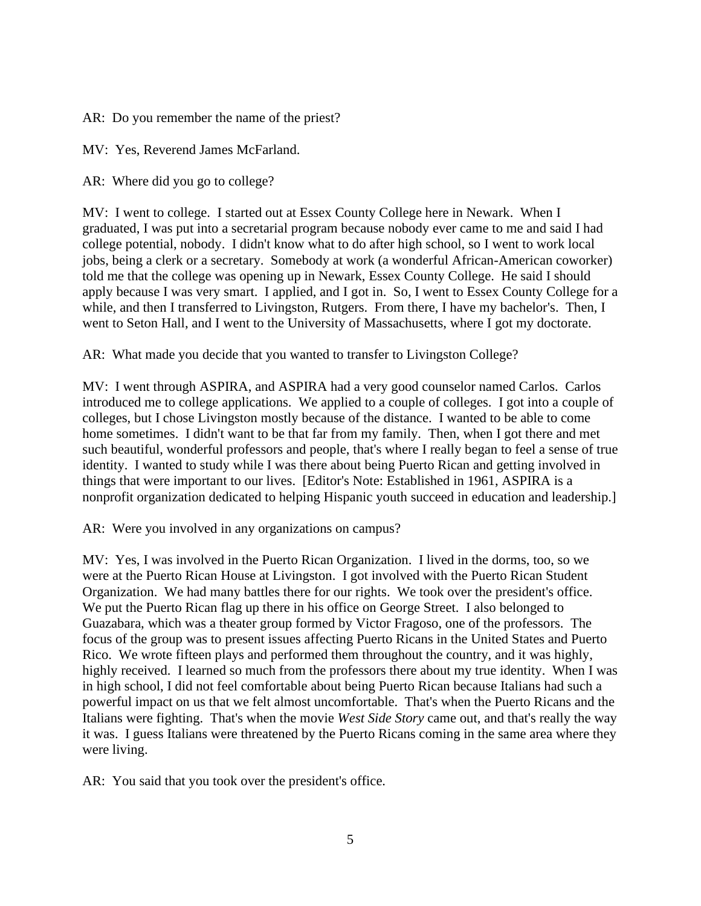AR: Do you remember the name of the priest?

MV: Yes, Reverend James McFarland.

AR: Where did you go to college?

MV: I went to college. I started out at Essex County College here in Newark. When I graduated, I was put into a secretarial program because nobody ever came to me and said I had college potential, nobody. I didn't know what to do after high school, so I went to work local jobs, being a clerk or a secretary. Somebody at work (a wonderful African-American coworker) told me that the college was opening up in Newark, Essex County College. He said I should apply because I was very smart. I applied, and I got in. So, I went to Essex County College for a while, and then I transferred to Livingston, Rutgers. From there, I have my bachelor's. Then, I went to Seton Hall, and I went to the University of Massachusetts, where I got my doctorate.

AR: What made you decide that you wanted to transfer to Livingston College?

MV: I went through ASPIRA, and ASPIRA had a very good counselor named Carlos. Carlos introduced me to college applications. We applied to a couple of colleges. I got into a couple of colleges, but I chose Livingston mostly because of the distance. I wanted to be able to come home sometimes. I didn't want to be that far from my family. Then, when I got there and met such beautiful, wonderful professors and people, that's where I really began to feel a sense of true identity. I wanted to study while I was there about being Puerto Rican and getting involved in things that were important to our lives. [Editor's Note: Established in 1961, ASPIRA is a nonprofit organization dedicated to helping Hispanic youth succeed in education and leadership.]

AR: Were you involved in any organizations on campus?

MV: Yes, I was involved in the Puerto Rican Organization. I lived in the dorms, too, so we were at the Puerto Rican House at Livingston. I got involved with the Puerto Rican Student Organization. We had many battles there for our rights. We took over the president's office. We put the Puerto Rican flag up there in his office on George Street. I also belonged to Guazabara, which was a theater group formed by Victor Fragoso, one of the professors. The focus of the group was to present issues affecting Puerto Ricans in the United States and Puerto Rico. We wrote fifteen plays and performed them throughout the country, and it was highly, highly received. I learned so much from the professors there about my true identity. When I was in high school, I did not feel comfortable about being Puerto Rican because Italians had such a powerful impact on us that we felt almost uncomfortable. That's when the Puerto Ricans and the Italians were fighting. That's when the movie *West Side Story* came out, and that's really the way it was. I guess Italians were threatened by the Puerto Ricans coming in the same area where they were living.

AR: You said that you took over the president's office.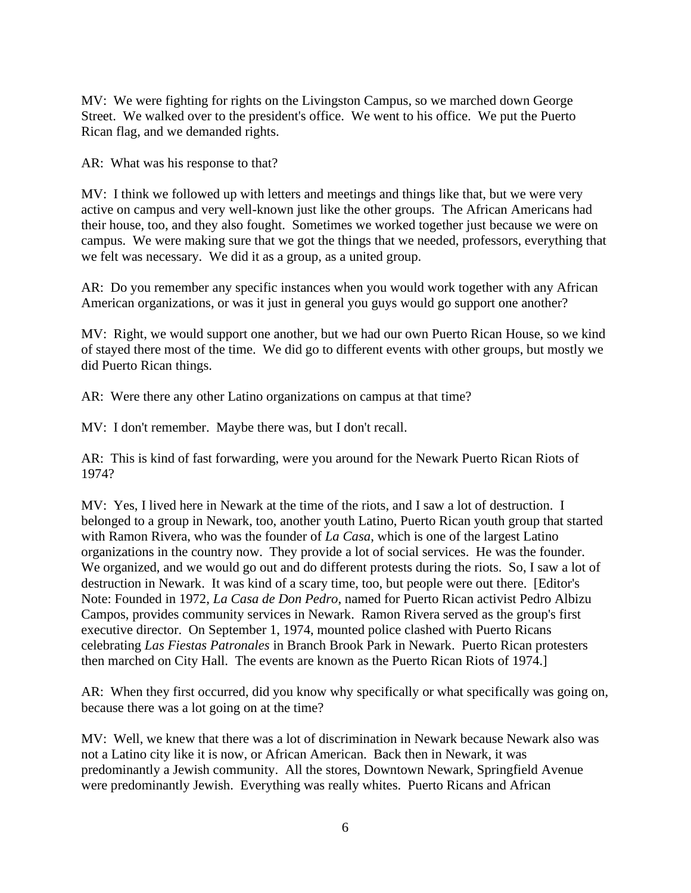MV: We were fighting for rights on the Livingston Campus, so we marched down George Street. We walked over to the president's office. We went to his office. We put the Puerto Rican flag, and we demanded rights.

AR: What was his response to that?

MV: I think we followed up with letters and meetings and things like that, but we were very active on campus and very well-known just like the other groups. The African Americans had their house, too, and they also fought. Sometimes we worked together just because we were on campus. We were making sure that we got the things that we needed, professors, everything that we felt was necessary. We did it as a group, as a united group.

AR: Do you remember any specific instances when you would work together with any African American organizations, or was it just in general you guys would go support one another?

MV: Right, we would support one another, but we had our own Puerto Rican House, so we kind of stayed there most of the time. We did go to different events with other groups, but mostly we did Puerto Rican things.

AR: Were there any other Latino organizations on campus at that time?

MV: I don't remember. Maybe there was, but I don't recall.

AR: This is kind of fast forwarding, were you around for the Newark Puerto Rican Riots of 1974?

MV: Yes, I lived here in Newark at the time of the riots, and I saw a lot of destruction. I belonged to a group in Newark, too, another youth Latino, Puerto Rican youth group that started with Ramon Rivera, who was the founder of *La Casa*, which is one of the largest Latino organizations in the country now. They provide a lot of social services. He was the founder. We organized, and we would go out and do different protests during the riots. So, I saw a lot of destruction in Newark. It was kind of a scary time, too, but people were out there. [Editor's Note: Founded in 1972, *La Casa de Don Pedro*, named for Puerto Rican activist Pedro Albizu Campos, provides community services in Newark. Ramon Rivera served as the group's first executive director. On September 1, 1974, mounted police clashed with Puerto Ricans celebrating *Las Fiestas Patronales* in Branch Brook Park in Newark. Puerto Rican protesters then marched on City Hall. The events are known as the Puerto Rican Riots of 1974.]

AR: When they first occurred, did you know why specifically or what specifically was going on, because there was a lot going on at the time?

MV: Well, we knew that there was a lot of discrimination in Newark because Newark also was not a Latino city like it is now, or African American. Back then in Newark, it was predominantly a Jewish community. All the stores, Downtown Newark, Springfield Avenue were predominantly Jewish. Everything was really whites. Puerto Ricans and African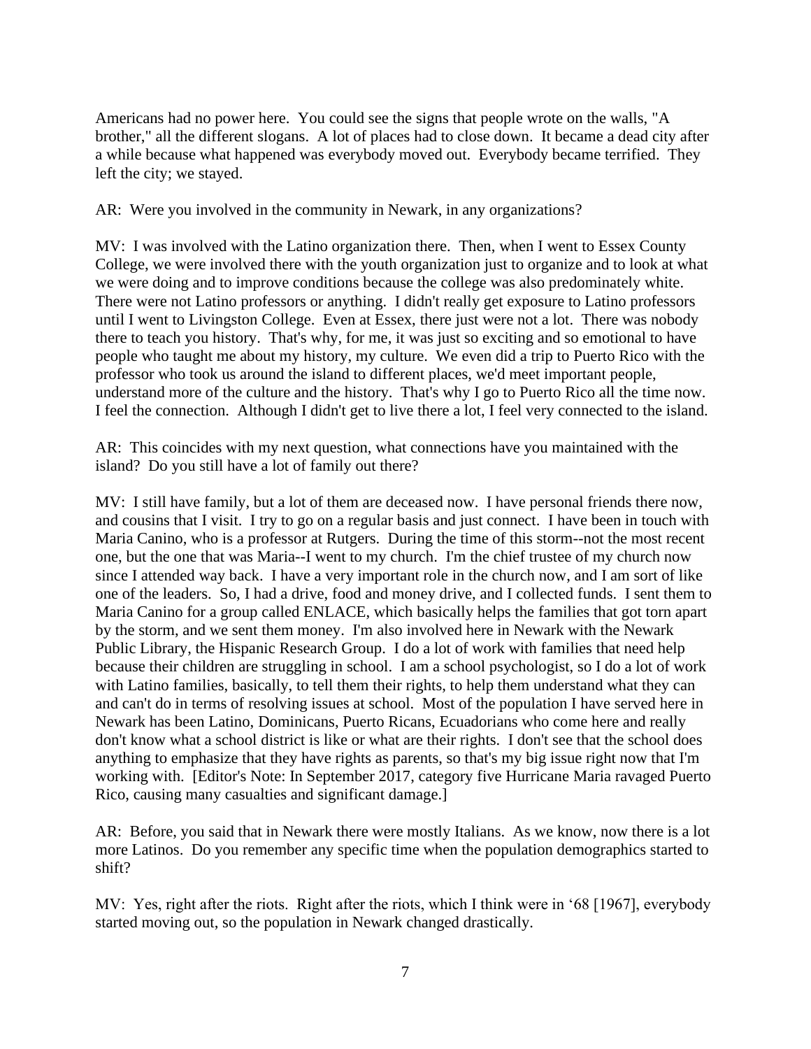Americans had no power here. You could see the signs that people wrote on the walls, "A brother," all the different slogans. A lot of places had to close down. It became a dead city after a while because what happened was everybody moved out. Everybody became terrified. They left the city; we stayed.

AR: Were you involved in the community in Newark, in any organizations?

MV: I was involved with the Latino organization there. Then, when I went to Essex County College, we were involved there with the youth organization just to organize and to look at what we were doing and to improve conditions because the college was also predominately white. There were not Latino professors or anything. I didn't really get exposure to Latino professors until I went to Livingston College. Even at Essex, there just were not a lot. There was nobody there to teach you history. That's why, for me, it was just so exciting and so emotional to have people who taught me about my history, my culture. We even did a trip to Puerto Rico with the professor who took us around the island to different places, we'd meet important people, understand more of the culture and the history. That's why I go to Puerto Rico all the time now. I feel the connection. Although I didn't get to live there a lot, I feel very connected to the island.

AR: This coincides with my next question, what connections have you maintained with the island? Do you still have a lot of family out there?

MV: I still have family, but a lot of them are deceased now. I have personal friends there now, and cousins that I visit. I try to go on a regular basis and just connect. I have been in touch with Maria Canino, who is a professor at Rutgers. During the time of this storm--not the most recent one, but the one that was Maria--I went to my church. I'm the chief trustee of my church now since I attended way back. I have a very important role in the church now, and I am sort of like one of the leaders. So, I had a drive, food and money drive, and I collected funds. I sent them to Maria Canino for a group called ENLACE, which basically helps the families that got torn apart by the storm, and we sent them money. I'm also involved here in Newark with the Newark Public Library, the Hispanic Research Group. I do a lot of work with families that need help because their children are struggling in school. I am a school psychologist, so I do a lot of work with Latino families, basically, to tell them their rights, to help them understand what they can and can't do in terms of resolving issues at school. Most of the population I have served here in Newark has been Latino, Dominicans, Puerto Ricans, Ecuadorians who come here and really don't know what a school district is like or what are their rights. I don't see that the school does anything to emphasize that they have rights as parents, so that's my big issue right now that I'm working with. [Editor's Note: In September 2017, category five Hurricane Maria ravaged Puerto Rico, causing many casualties and significant damage.]

AR: Before, you said that in Newark there were mostly Italians. As we know, now there is a lot more Latinos. Do you remember any specific time when the population demographics started to shift?

MV: Yes, right after the riots. Right after the riots, which I think were in '68 [1967], everybody started moving out, so the population in Newark changed drastically.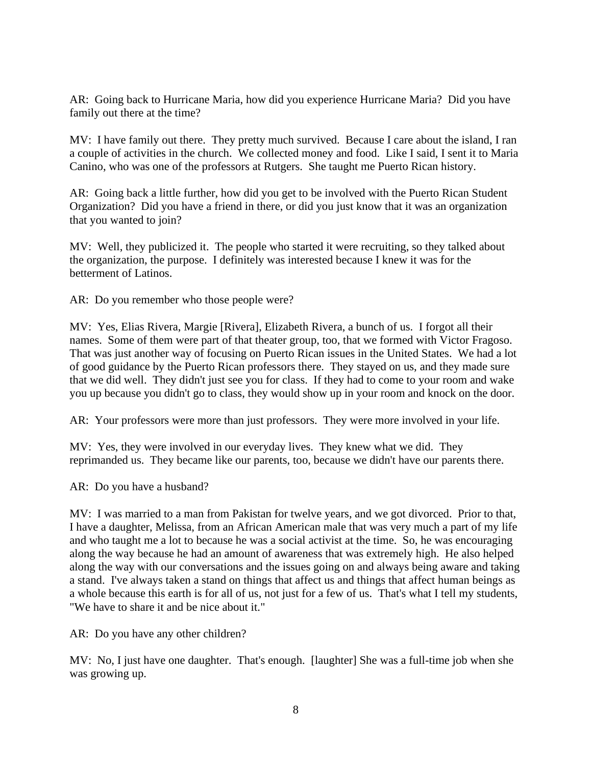AR: Going back to Hurricane Maria, how did you experience Hurricane Maria? Did you have family out there at the time?

MV: I have family out there. They pretty much survived. Because I care about the island, I ran a couple of activities in the church. We collected money and food. Like I said, I sent it to Maria Canino, who was one of the professors at Rutgers. She taught me Puerto Rican history.

AR: Going back a little further, how did you get to be involved with the Puerto Rican Student Organization? Did you have a friend in there, or did you just know that it was an organization that you wanted to join?

MV: Well, they publicized it. The people who started it were recruiting, so they talked about the organization, the purpose. I definitely was interested because I knew it was for the betterment of Latinos.

AR: Do you remember who those people were?

MV: Yes, Elias Rivera, Margie [Rivera], Elizabeth Rivera, a bunch of us. I forgot all their names. Some of them were part of that theater group, too, that we formed with Victor Fragoso. That was just another way of focusing on Puerto Rican issues in the United States. We had a lot of good guidance by the Puerto Rican professors there. They stayed on us, and they made sure that we did well. They didn't just see you for class. If they had to come to your room and wake you up because you didn't go to class, they would show up in your room and knock on the door.

AR: Your professors were more than just professors. They were more involved in your life.

MV: Yes, they were involved in our everyday lives. They knew what we did. They reprimanded us. They became like our parents, too, because we didn't have our parents there.

AR: Do you have a husband?

MV: I was married to a man from Pakistan for twelve years, and we got divorced. Prior to that, I have a daughter, Melissa, from an African American male that was very much a part of my life and who taught me a lot to because he was a social activist at the time. So, he was encouraging along the way because he had an amount of awareness that was extremely high. He also helped along the way with our conversations and the issues going on and always being aware and taking a stand. I've always taken a stand on things that affect us and things that affect human beings as a whole because this earth is for all of us, not just for a few of us. That's what I tell my students, "We have to share it and be nice about it."

AR: Do you have any other children?

MV: No, I just have one daughter. That's enough. [laughter] She was a full-time job when she was growing up.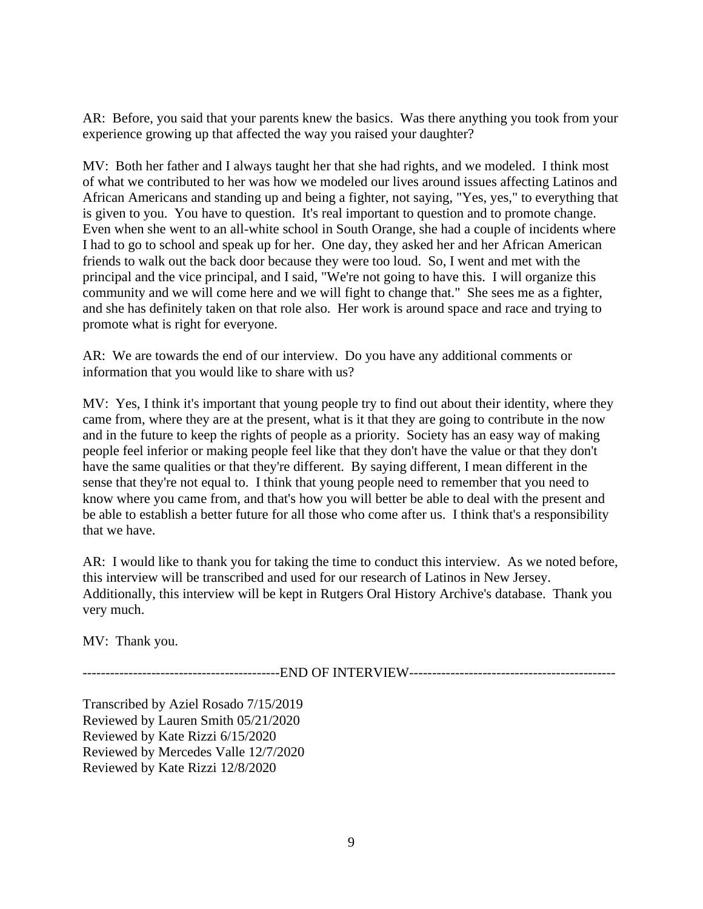AR: Before, you said that your parents knew the basics. Was there anything you took from your experience growing up that affected the way you raised your daughter?

MV: Both her father and I always taught her that she had rights, and we modeled. I think most of what we contributed to her was how we modeled our lives around issues affecting Latinos and African Americans and standing up and being a fighter, not saying, "Yes, yes," to everything that is given to you. You have to question. It's real important to question and to promote change. Even when she went to an all-white school in South Orange, she had a couple of incidents where I had to go to school and speak up for her. One day, they asked her and her African American friends to walk out the back door because they were too loud. So, I went and met with the principal and the vice principal, and I said, "We're not going to have this. I will organize this community and we will come here and we will fight to change that." She sees me as a fighter, and she has definitely taken on that role also. Her work is around space and race and trying to promote what is right for everyone.

AR: We are towards the end of our interview. Do you have any additional comments or information that you would like to share with us?

MV: Yes, I think it's important that young people try to find out about their identity, where they came from, where they are at the present, what is it that they are going to contribute in the now and in the future to keep the rights of people as a priority. Society has an easy way of making people feel inferior or making people feel like that they don't have the value or that they don't have the same qualities or that they're different. By saying different, I mean different in the sense that they're not equal to. I think that young people need to remember that you need to know where you came from, and that's how you will better be able to deal with the present and be able to establish a better future for all those who come after us. I think that's a responsibility that we have.

AR: I would like to thank you for taking the time to conduct this interview. As we noted before, this interview will be transcribed and used for our research of Latinos in New Jersey. Additionally, this interview will be kept in Rutgers Oral History Archive's database. Thank you very much.

MV: Thank you.

-------------------------------------------END OF INTERVIEW---------------------------------------------

Transcribed by Aziel Rosado 7/15/2019
Reviewed by Lauren Smith 05/21/2020
Reviewed by Kate Rizzi 6/15/2020
Reviewed by Mercedes Valle 12/7/2020
Reviewed by Kate Rizzi 12/8/2020